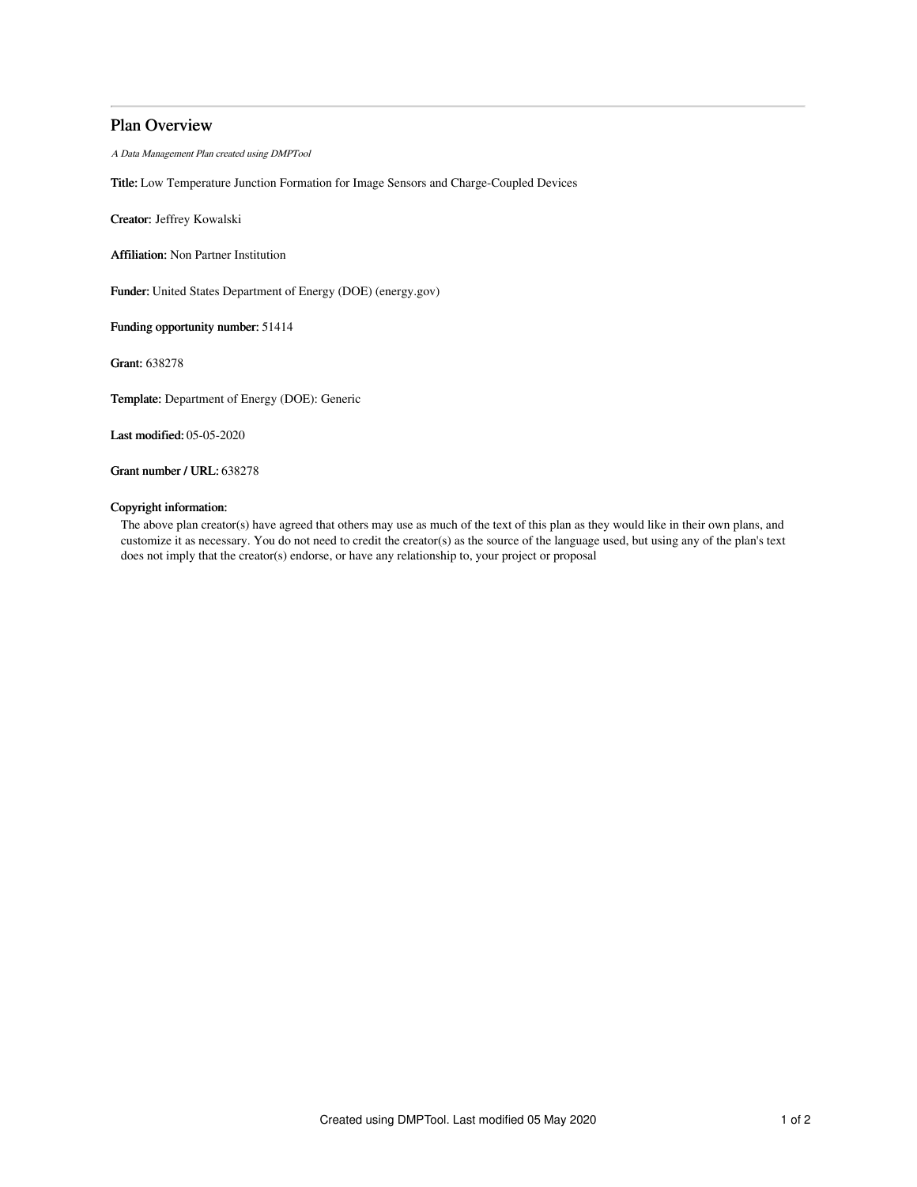# Plan Overview

*A Data Management Plan created using DMPTool*

**Title:** Low Temperature Junction Formation for Image Sensors and Charge-Coupled Devices

**Creator:** Jeffrey Kowalski

**Affiliation:** Non Partner Institution

**Funder:** United States Department of Energy (DOE) (energy.gov)

**Funding opportunity number:** 51414

**Grant:** 638278

**Template:** Department of Energy (DOE): Generic

**Last modified:** 05-05-2020

**Grant number / URL:** 638278

**Copyright information:**

The above plan creator(s) have agreed that others may use as much of the text of this plan as they would like in their own plans, and customize it as necessary. You do not need to credit the creator(s) as the source of the language used, but using any of the plan's text does not imply that the creator(s) endorse, or have any relationship to, your project or proposal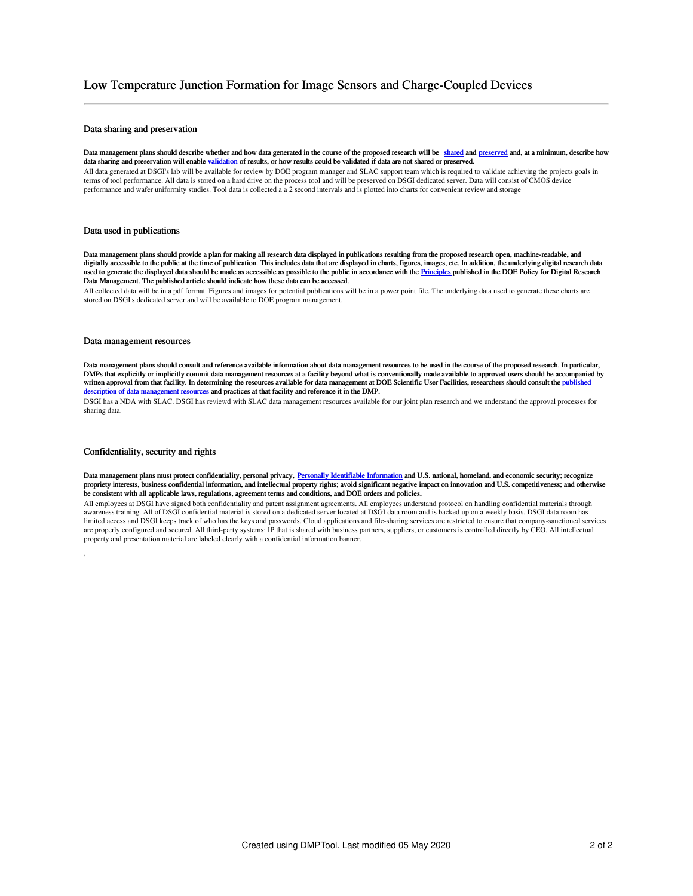# Low Temperature Junction Formation for Image Sensors and Charge-Coupled Devices

## Data sharing and preservation

**Data management plans should describe whether and how data generated in the course of the proposed research will be shared and preserved and, at a minimum, describe how data sharing and preservation will enable validation of results, or how results could be validated if data are not shared or preserved.**

All data generated at DSGI's lab will be available for review by DOE program manager and SLAC support team which is required to validate achieving the projects goals in terms of tool performance. All data is stored on a hard drive on the process tool and will be preserved on DSGI dedicated server. Data will consist of CMOS device performance and wafer uniformity studies. Tool data is collected a a 2 second intervals and is plotted into charts for convenient review and storage

## Data used in publications

**Data management plans should provide a plan for making all research data displayed in publications resulting from the proposed research open, machine-readable, and digitally accessible to the public at the time of publication. This includes data that are displayed in charts, figures, images, etc. In addition, the underlying digital research data used to generate the displayed data should be made as accessible as possible to the public in accordance with the Principles published in the DOE Policy for Digital Research Data Management. The published article should indicate how these data can be accessed.**

All collected data will be in a pdf format. Figures and images for potential publications will be in a power point file. The underlying data used to generate these charts are stored on DSGI's dedicated server and will be available to DOE program management.

## Data management resources

**Data management plans should consult and reference available information about data management resources to be used in the course of the proposed research. In particular, DMPs that explicitly or implicitly commit data management resources at a facility beyond what is conventionally made available to approved users should be accompanied by written approval from that facility. In determining the resources available for data management at DOE Scientific User Facilities, researchers should consult the published description of data management resources and practices at that facility and reference it in the DMP.**

DSGI has a NDA with SLAC. DSGI has reviewd with SLAC data management resources available for our joint plan research and we understand the approval processes for sharing data.

## Confidentiality, security and rights

**Data management plans must protect confidentiality, personal privacy, Personally Identifiable Information and U.S. national, homeland, and economic security; recognize propriety interests, business confidential information, and intellectual property rights; avoid significant negative impact on innovation and U.S. competitiveness; and otherwise be consistent with all applicable laws, regulations, agreement terms and conditions, and DOE orders and policies.**

All employees at DSGI have signed both confidentiality and patent assignment agreements. All employees understand protocol on handling confidential materials through awareness training. All of DSGI confidential material is stored on a dedicated server located at DSGI data room and is backed up on a weekly basis. DSGI data room has limited access and DSGI keeps track of who has the keys and passwords. Cloud applications and file-sharing services are restricted to ensure that company-sanctioned services are properly configured and secured. All third-party systems: IP that is shared with business partners, suppliers, or customers is controlled directly by CEO. All intellectual property and presentation material are labeled clearly with a confidential information banner.